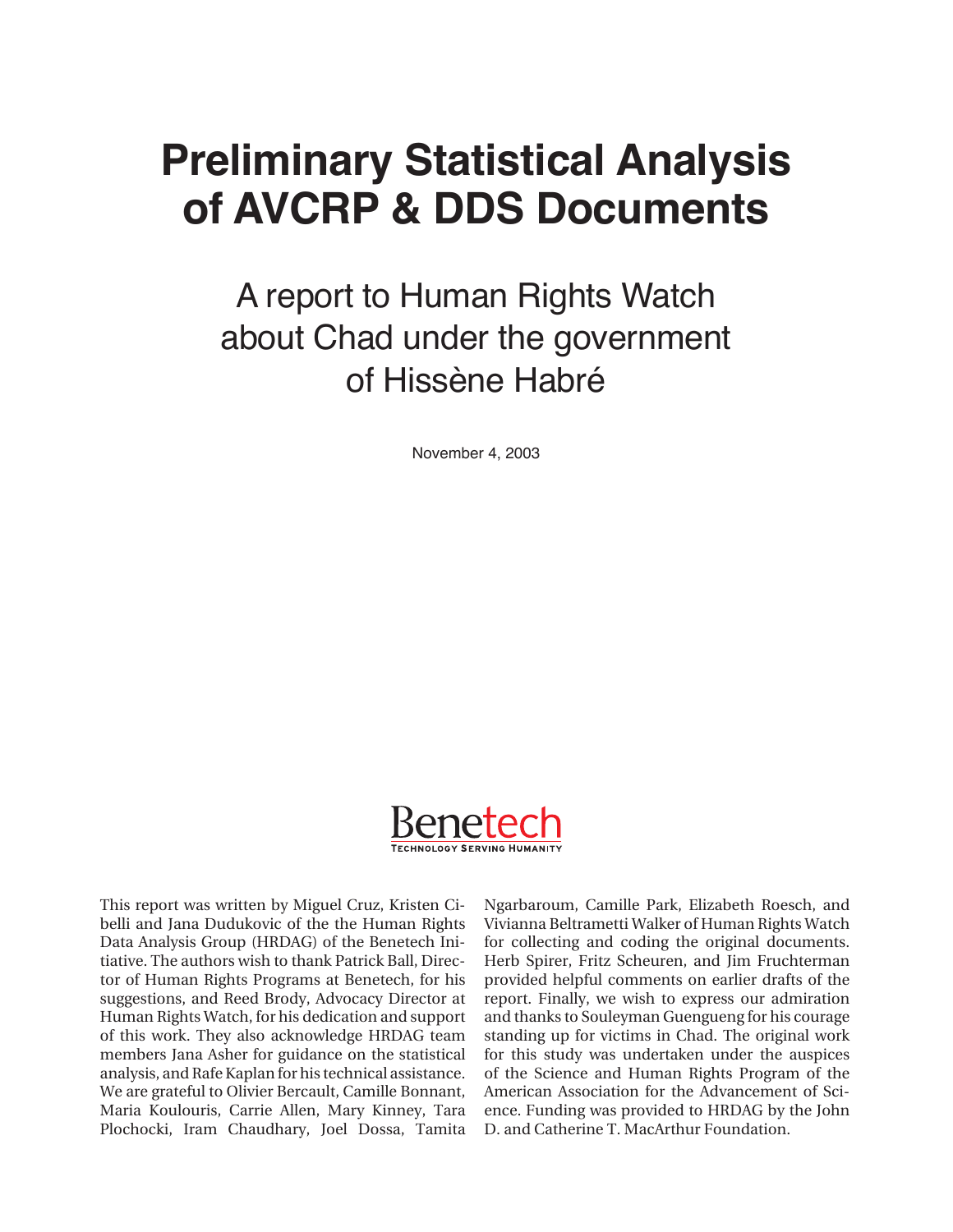# Preliminary Statistical Analysis of AVCRP & DDS Documents

## A report to Human Rights Watch about Chad under the government of Hissène Habré

November 4, 2003

Benetech
TECHNOLOGY SERVING HUMANITY

This report was written by Miguel Cruz, Kristen Cibelli and Jana Dudukovic of the the Human Rights Data Analysis Group (HRDAG) of the Benetech Initiative. The authors wish to thank Patrick Ball, Director of Human Rights Programs at Benetech, for his suggestions, and Reed Brody, Advocacy Director at Human Rights Watch, for his dedication and support of this work. They also acknowledge HRDAG team members Jana Asher for guidance on the statistical analysis, and Rafe Kaplan for his technical assistance. We are grateful to Olivier Bercault, Camille Bonnant, Maria Koulouris, Carrie Allen, Mary Kinney, Tara Plochocki, Iram Chaudhary, Joel Dossa, Tamita Ngarbaroum, Camille Park, Elizabeth Roesch, and Vivianna Beltrametti Walker of Human Rights Watch for collecting and coding the original documents. Herb Spirer, Fritz Scheuren, and Jim Fruchterman provided helpful comments on earlier drafts of the report. Finally, we wish to express our admiration and thanks to Souleyman Guengueng for his courage standing up for victims in Chad. The original work for this study was undertaken under the auspices of the Science and Human Rights Program of the American Association for the Advancement of Science. Funding was provided to HRDAG by the John D. and Catherine T. MacArthur Foundation.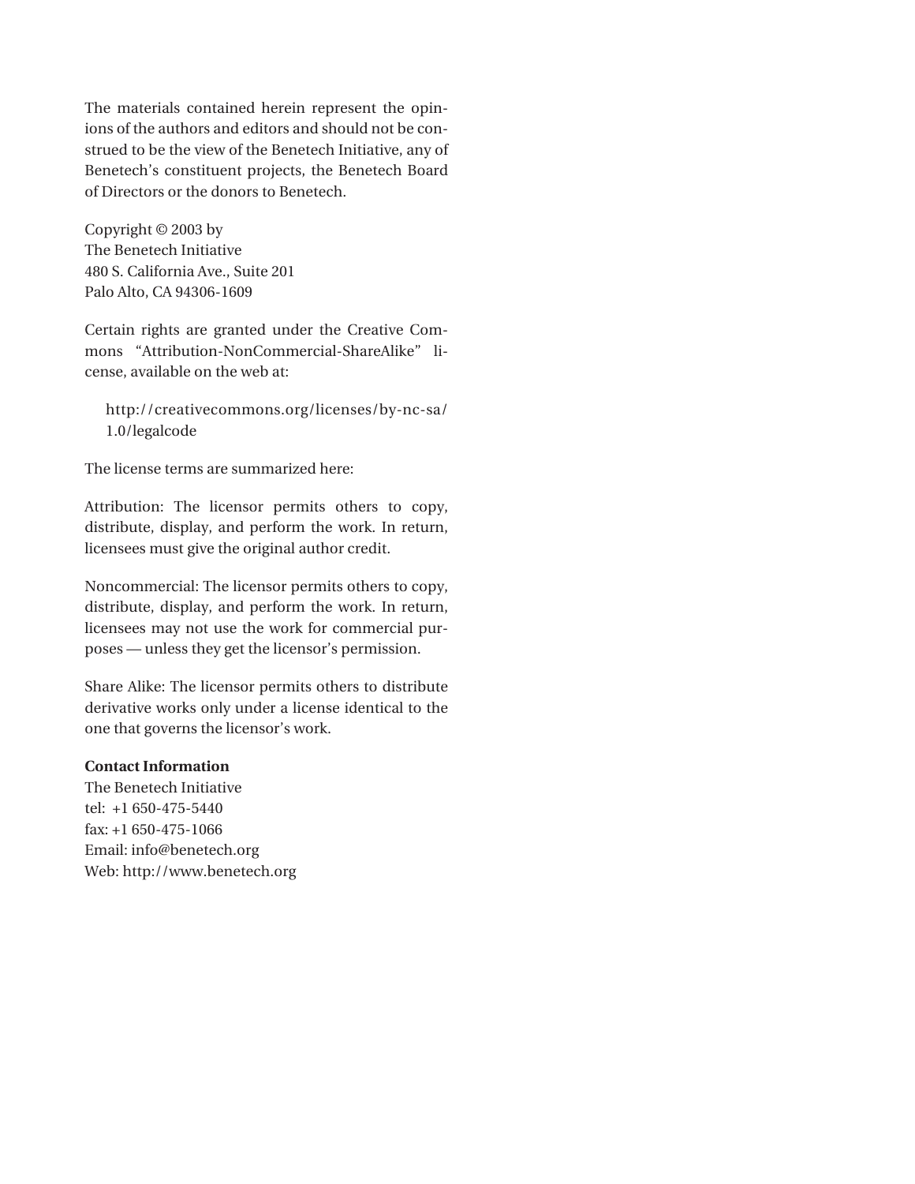The materials contained herein represent the opinions of the authors and editors and should not be construed to be the view of the Benetech Initiative, any of Benetech's constituent projects, the Benetech Board of Directors or the donors to Benetech.

Copyright © 2003 by
The Benetech Initiative
480 S. California Ave., Suite 201
Palo Alto, CA 94306-1609

Certain rights are granted under the Creative Commons "Attribution-NonCommercial-ShareAlike" license, available on the web at:

> http://creativecommons.org/licenses/by-nc-sa/1.0/legalcode

The license terms are summarized here:

Attribution: The licensor permits others to copy, distribute, display, and perform the work. In return, licensees must give the original author credit.

Noncommercial: The licensor permits others to copy, distribute, display, and perform the work. In return, licensees may not use the work for commercial purposes — unless they get the licensor's permission.

Share Alike: The licensor permits others to distribute derivative works only under a license identical to the one that governs the licensor's work.

**Contact Information**
The Benetech Initiative
tel: +1 650-475-5440
fax: +1 650-475-1066
Email: info@benetech.org
Web: http://www.benetech.org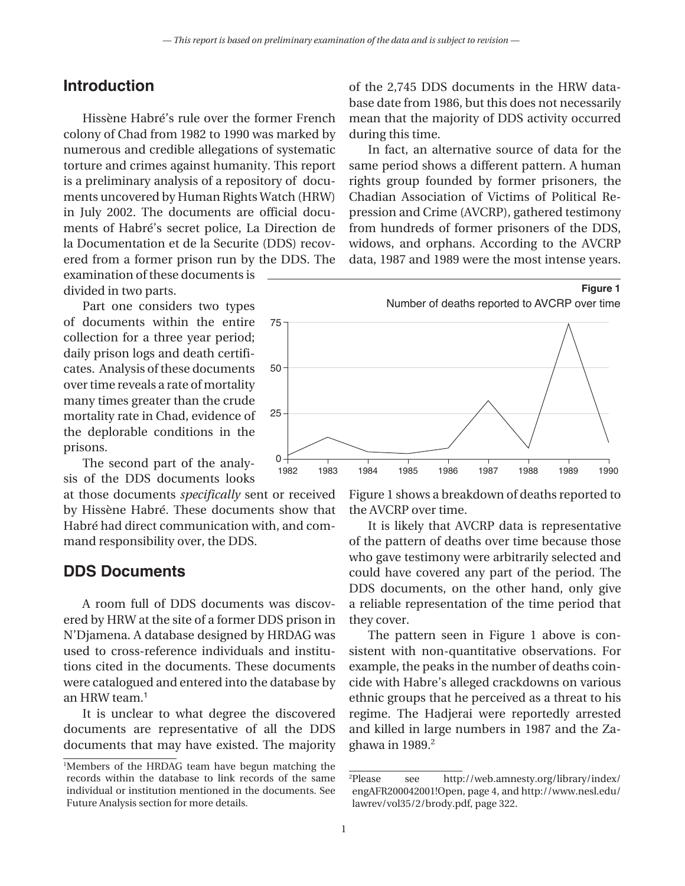## Introduction

Hissène Habré's rule over the former French colony of Chad from 1982 to 1990 was marked by numerous and credible allegations of systematic torture and crimes against humanity. This report is a preliminary analysis of a repository of documents uncovered by Human Rights Watch (HRW) in July 2002. The documents are official documents of Habré's secret police, La Direction de la Documentation et de la Securite (DDS) recovered from a former prison run by the DDS. The examination of these documents is divided in two parts.

Part one considers two types of documents within the entire collection for a three year period; daily prison logs and death certificates. Analysis of these documents over time reveals a rate of mortality many times greater than the crude mortality rate in Chad, evidence of the deplorable conditions in the prisons.

The second part of the analysis of the DDS documents looks at those documents *specifically* sent or received by Hissène Habré. These documents show that Habré had direct communication with, and command responsibility over, the DDS.

## DDS Documents

A room full of DDS documents was discovered by HRW at the site of a former DDS prison in N'Djamena. A database designed by HRDAG was used to cross-reference individuals and institutions cited in the documents. These documents were catalogued and entered into the database by an HRW team.[1]

It is unclear to what degree the discovered documents are representative of all the DDS documents that may have existed. The majority of the 2,745 DDS documents in the HRW database date from 1986, but this does not necessarily mean that the majority of DDS activity occurred during this time.

In fact, an alternative source of data for the same period shows a different pattern. A human rights group founded by former prisoners, the Chadian Association of Victims of Political Repression and Crime (AVCRP), gathered testimony from hundreds of former prisoners of the DDS, widows, and orphans. According to the AVCRP data, 1987 and 1989 were the most intense years.

**Figure 1**
Number of deaths reported to AVCRP over time

75
50
25
0
1982 1983 1984 1985 1986 1987 1988 1989 1990

Figure 1 shows a breakdown of deaths reported to the AVCRP over time.

It is likely that AVCRP data is representative of the pattern of deaths over time because those who gave testimony were arbitrarily selected and could have covered any part of the period. The DDS documents, on the other hand, only give a reliable representation of the time period that they cover.

The pattern seen in Figure 1 above is consistent with non-quantitative observations. For example, the peaks in the number of deaths coincide with Habre's alleged crackdowns on various ethnic groups that he perceived as a threat to his regime. The Hadjerai were reportedly arrested and killed in large numbers in 1987 and the Zaghawa in 1989.[2]

[1] Members of the HRDAG team have begun matching the records within the database to link records of the same individual or institution mentioned in the documents. See Future Analysis section for more details.

[2] Please see http://web.amnesty.org/library/index/engAFR200042001!Open, page 4, and http://www.nesl.edu/lawrev/vol35/2/brody.pdf, page 322.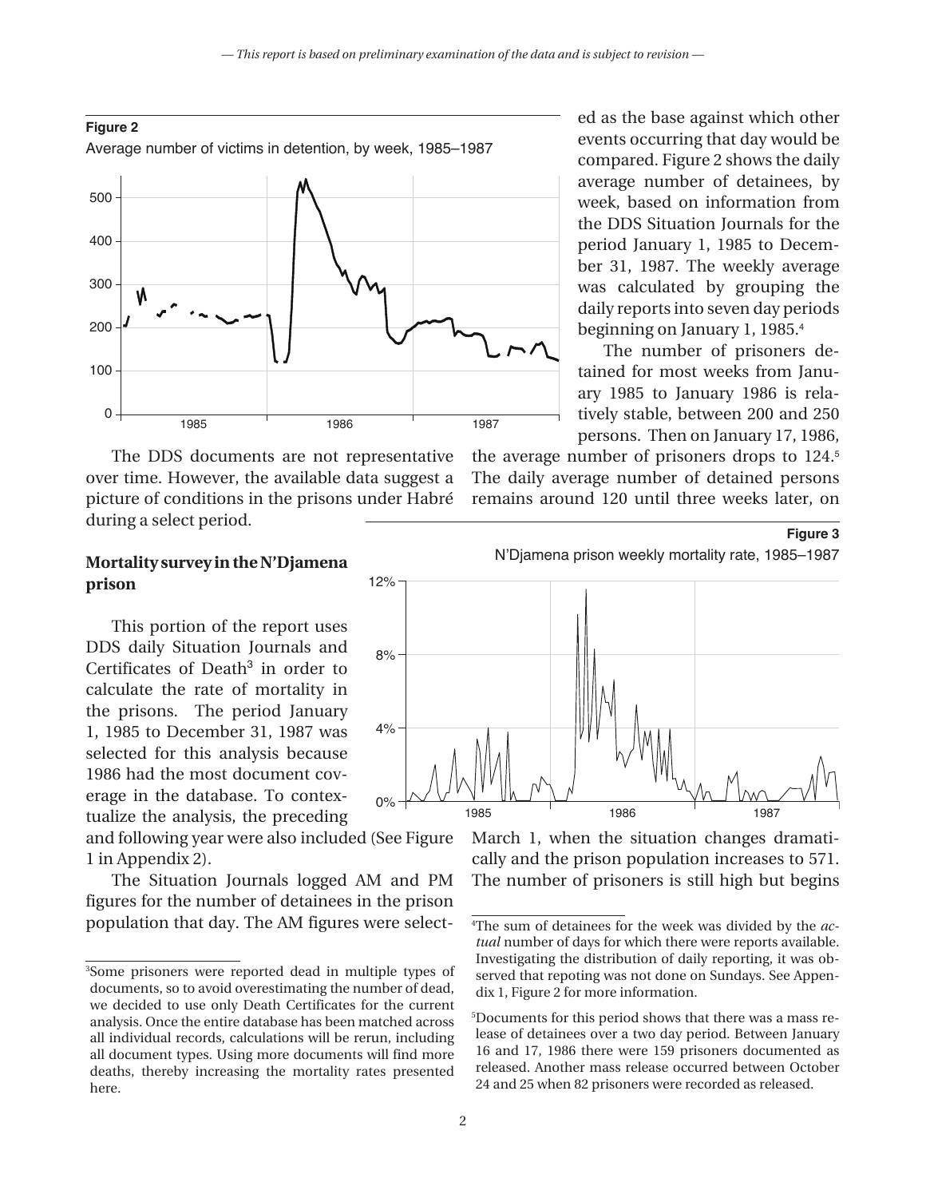**Figure 2**

Average number of victims in detention, by week, 1985–1987

500
400
300
200
100
0
1985
1986
1987

The DDS documents are not representative over time. However, the available data suggest a picture of conditions in the prisons under Habré during a select period.

## Mortality survey in the N'Djamena prison

This portion of the report uses DDS daily Situation Journals and Certificates of Death[3] in order to calculate the rate of mortality in the prisons. The period January 1, 1985 to December 31, 1987 was selected for this analysis because 1986 had the most document coverage in the database. To contextualize the analysis, the preceding and following year were also included (See Figure 1 in Appendix 2).

The Situation Journals logged AM and PM figures for the number of detainees in the prison population that day. The AM figures were selected as the base against which other events occurring that day would be compared. Figure 2 shows the daily average number of detainees, by week, based on information from the DDS Situation Journals for the period January 1, 1985 to December 31, 1987. The weekly average was calculated by grouping the daily reports into seven day periods beginning on January 1, 1985.[4]

The number of prisoners detained for most weeks from January 1985 to January 1986 is relatively stable, between 200 and 250 persons. Then on January 17, 1986, the average number of prisoners drops to 124.[5] The daily average number of detained persons remains around 120 until three weeks later, on March 1, when the situation changes dramatically and the prison population increases to 571. The number of prisoners is still high but begins

**Figure 3**

N'Djamena prison weekly mortality rate, 1985–1987

12%
8%
4%
0%
1985
1986
1987

[3] Some prisoners were reported dead in multiple types of documents, so to avoid overestimating the number of dead, we decided to use only Death Certificates for the current analysis. Once the entire database has been matched across all individual records, calculations will be rerun, including all document types. Using more documents will find more deaths, thereby increasing the mortality rates presented here.

[4] The sum of detainees for the week was divided by the *actual* number of days for which there were reports available. Investigating the distribution of daily reporting, it was observed that repoting was not done on Sundays. See Appendix 1, Figure 2 for more information.

[5] Documents for this period shows that there was a mass release of detainees over a two day period. Between January 16 and 17, 1986 there were 159 prisoners documented as released. Another mass release occurred between October 24 and 25 when 82 prisoners were recorded as released.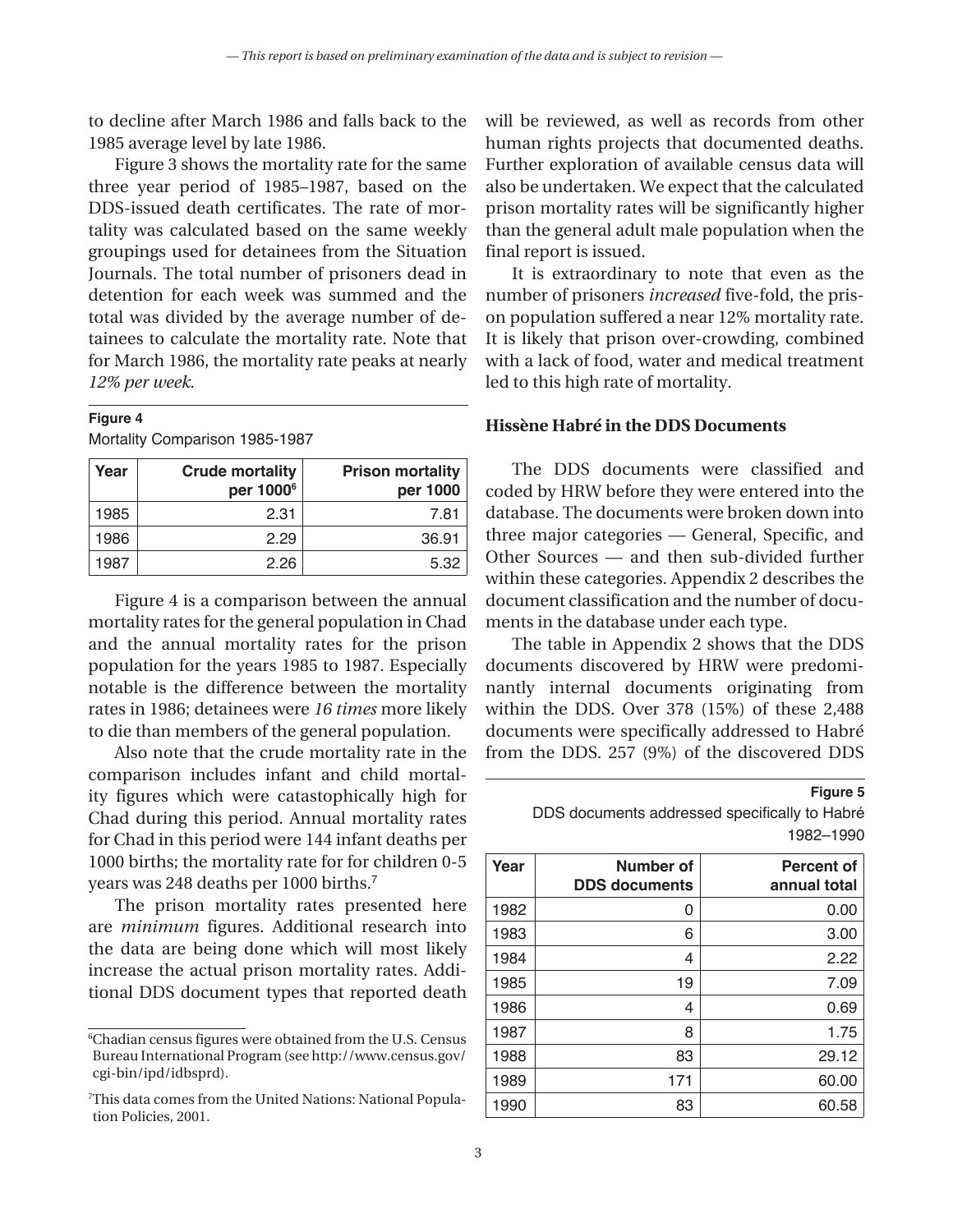to decline after March 1986 and falls back to the 1985 average level by late 1986.

Figure 3 shows the mortality rate for the same three year period of 1985–1987, based on the DDS-issued death certificates. The rate of mortality was calculated based on the same weekly groupings used for detainees from the Situation Journals. The total number of prisoners dead in detention for each week was summed and the total was divided by the average number of detainees to calculate the mortality rate. Note that for March 1986, the mortality rate peaks at nearly *12% per week.*

**Figure 4**

Mortality Comparison 1985-1987

| Year | Crude mortality per 1000[6] | Prison mortality per 1000 |
|---|---|---|
| 1985 | 2.31 | 7.81 |
| 1986 | 2.29 | 36.91 |
| 1987 | 2.26 | 5.32 |

Figure 4 is a comparison between the annual mortality rates for the general population in Chad and the annual mortality rates for the prison population for the years 1985 to 1987. Especially notable is the difference between the mortality rates in 1986; detainees were *16 times* more likely to die than members of the general population.

Also note that the crude mortality rate in the comparison includes infant and child mortality figures which were catastophically high for Chad during this period. Annual mortality rates for Chad in this period were 144 infant deaths per 1000 births; the mortality rate for for children 0-5 years was 248 deaths per 1000 births.[7]

The prison mortality rates presented here are *minimum* figures. Additional research into the data are being done which will most likely increase the actual prison mortality rates. Additional DDS document types that reported death will be reviewed, as well as records from other human rights projects that documented deaths. Further exploration of available census data will also be undertaken. We expect that the calculated prison mortality rates will be significantly higher than the general adult male population when the final report is issued.

It is extraordinary to note that even as the number of prisoners *increased* five-fold, the prison population suffered a near 12% mortality rate. It is likely that prison over-crowding, combined with a lack of food, water and medical treatment led to this high rate of mortality.

### Hissène Habré in the DDS Documents

The DDS documents were classified and coded by HRW before they were entered into the database. The documents were broken down into three major categories — General, Specific, and Other Sources — and then sub-divided further within these categories. Appendix 2 describes the document classification and the number of documents in the database under each type.

The table in Appendix 2 shows that the DDS documents discovered by HRW were predominantly internal documents originating from within the DDS. Over 378 (15%) of these 2,488 documents were specifically addressed to Habré from the DDS. 257 (9%) of the discovered DDS

**Figure 5**

DDS documents addressed specifically to Habré 1982–1990

| Year | Number of DDS documents | Percent of annual total |
|---|---|---|
| 1982 | 0 | 0.00 |
| 1983 | 6 | 3.00 |
| 1984 | 4 | 2.22 |
| 1985 | 19 | 7.09 |
| 1986 | 4 | 0.69 |
| 1987 | 8 | 1.75 |
| 1988 | 83 | 29.12 |
| 1989 | 171 | 60.00 |
| 1990 | 83 | 60.58 |

[6] Chadian census figures were obtained from the U.S. Census Bureau International Program (see http://www.census.gov/cgi-bin/ipd/idbsprd).

[7] This data comes from the United Nations: National Population Policies, 2001.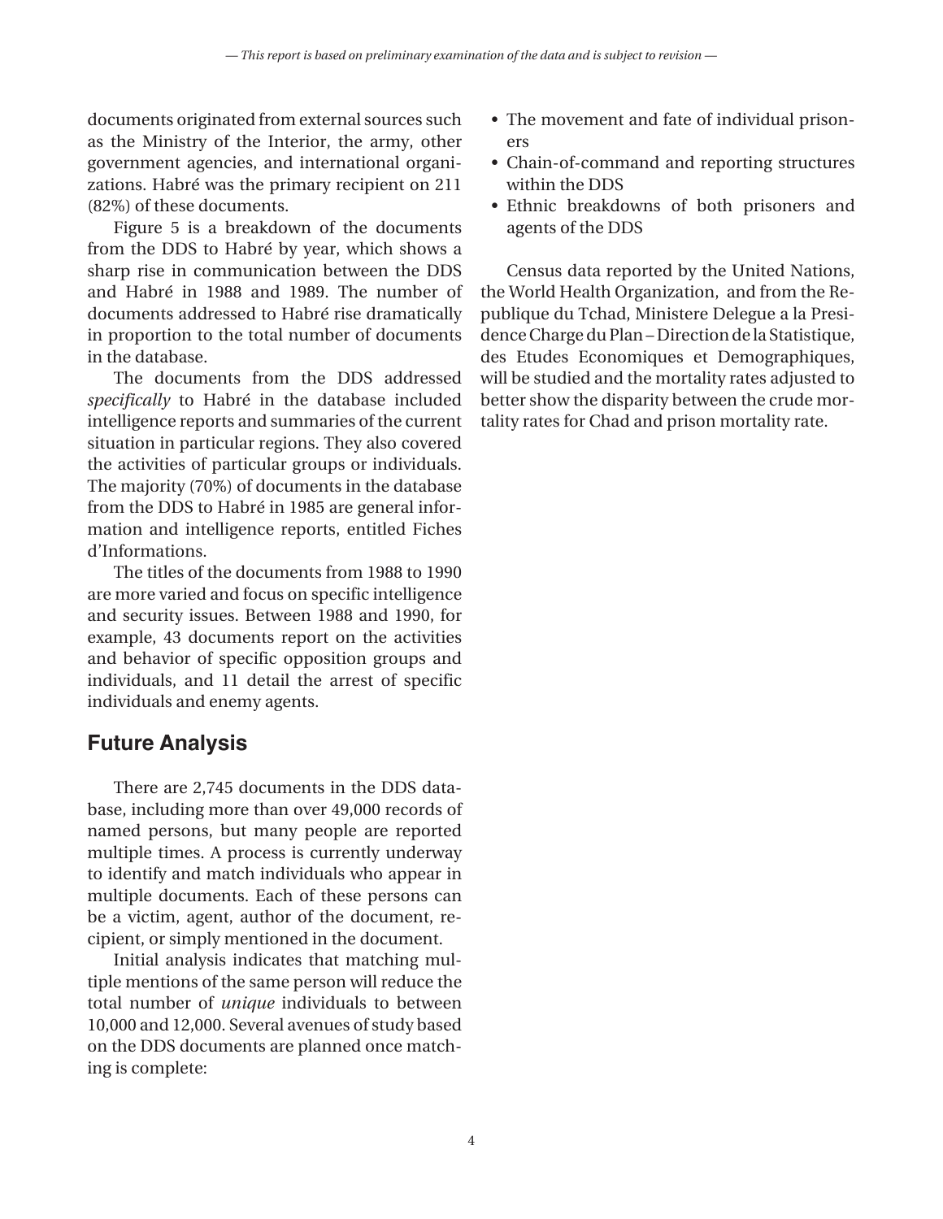documents originated from external sources such as the Ministry of the Interior, the army, other government agencies, and international organizations. Habré was the primary recipient on 211 (82%) of these documents.

Figure 5 is a breakdown of the documents from the DDS to Habré by year, which shows a sharp rise in communication between the DDS and Habré in 1988 and 1989. The number of documents addressed to Habré rise dramatically in proportion to the total number of documents in the database.

The documents from the DDS addressed *specifically* to Habré in the database included intelligence reports and summaries of the current situation in particular regions. They also covered the activities of particular groups or individuals. The majority (70%) of documents in the database from the DDS to Habré in 1985 are general information and intelligence reports, entitled Fiches d'Informations.

The titles of the documents from 1988 to 1990 are more varied and focus on specific intelligence and security issues. Between 1988 and 1990, for example, 43 documents report on the activities and behavior of specific opposition groups and individuals, and 11 detail the arrest of specific individuals and enemy agents.

## Future Analysis

There are 2,745 documents in the DDS database, including more than over 49,000 records of named persons, but many people are reported multiple times. A process is currently underway to identify and match individuals who appear in multiple documents. Each of these persons can be a victim, agent, author of the document, recipient, or simply mentioned in the document.

Initial analysis indicates that matching multiple mentions of the same person will reduce the total number of *unique* individuals to between 10,000 and 12,000. Several avenues of study based on the DDS documents are planned once matching is complete:

- The movement and fate of individual prisoners
- Chain-of-command and reporting structures within the DDS
- Ethnic breakdowns of both prisoners and agents of the DDS

Census data reported by the United Nations, the World Health Organization, and from the Republique du Tchad, Ministere Delegue a la Presidence Charge du Plan – Direction de la Statistique, des Etudes Economiques et Demographiques, will be studied and the mortality rates adjusted to better show the disparity between the crude mortality rates for Chad and prison mortality rate.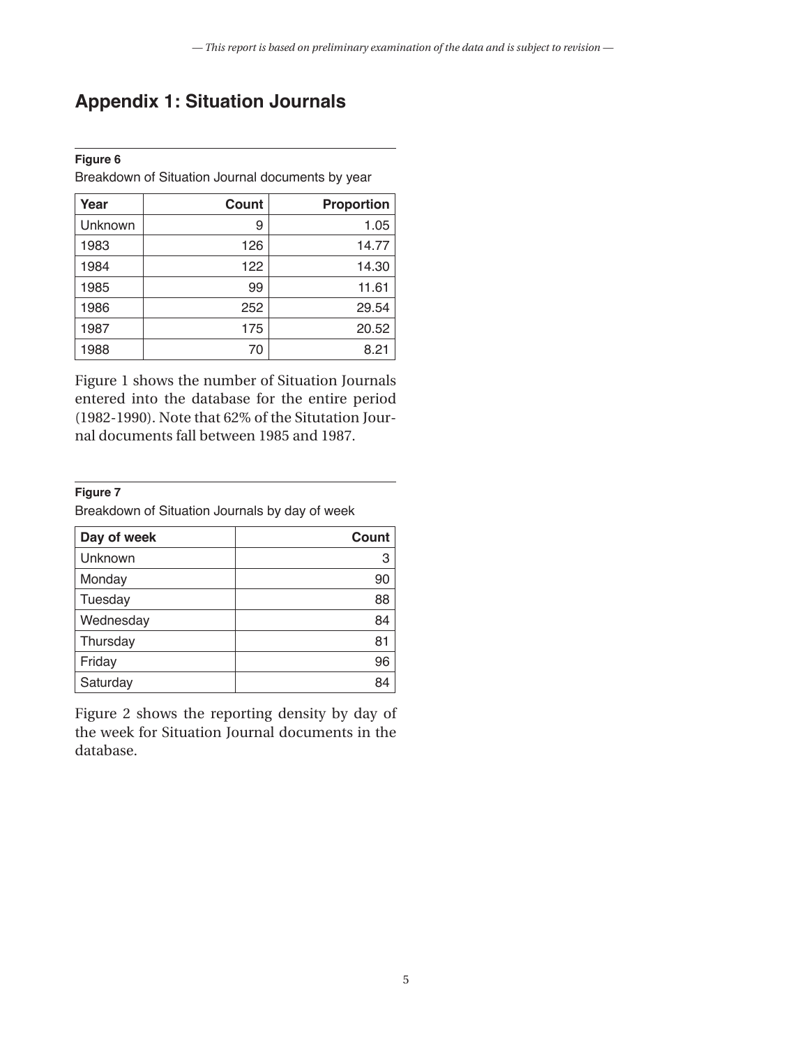## Appendix 1: Situation Journals

**Figure 6**

Breakdown of Situation Journal documents by year

| Year | Count | Proportion |
|---|---:|---:|
| Unknown | 9 | 1.05 |
| 1983 | 126 | 14.77 |
| 1984 | 122 | 14.30 |
| 1985 | 99 | 11.61 |
| 1986 | 252 | 29.54 |
| 1987 | 175 | 20.52 |
| 1988 | 70 | 8.21 |

Figure 1 shows the number of Situation Journals entered into the database for the entire period (1982-1990). Note that 62% of the Situtation Journal documents fall between 1985 and 1987.

**Figure 7**

Breakdown of Situation Journals by day of week

| Day of week | Count |
|---|---:|
| Unknown | 3 |
| Monday | 90 |
| Tuesday | 88 |
| Wednesday | 84 |
| Thursday | 81 |
| Friday | 96 |
| Saturday | 84 |

Figure 2 shows the reporting density by day of the week for Situation Journal documents in the database.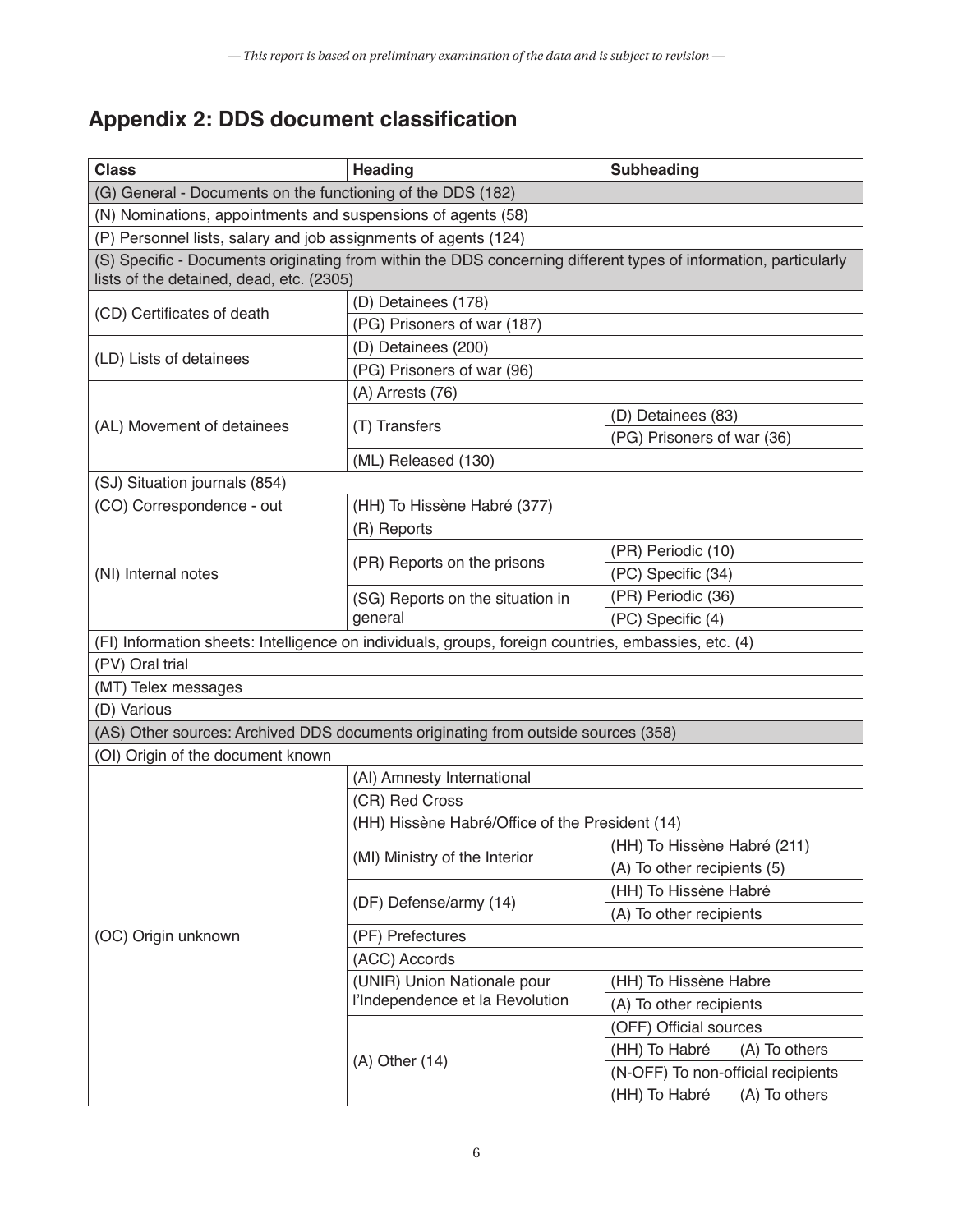## Appendix 2: DDS document classification

| Class | Heading | Subheading | |
|---|---|---|---|
| (G) General - Documents on the functioning of the DDS (182) | | | |
| (N) Nominations, appointments and suspensions of agents (58) | | | |
| (P) Personnel lists, salary and job assignments of agents (124) | | | |
| (S) Specific - Documents originating from within the DDS concerning different types of information, particularly lists of the detained, dead, etc. (2305) | | | |
| (CD) Certificates of death | (D) Detainees (178) | | |
| | (PG) Prisoners of war (187) | | |
| (LD) Lists of detainees | (D) Detainees (200) | | |
| | (PG) Prisoners of war (96) | | |
| (AL) Movement of detainees | (A) Arrests (76) | | |
| | (T) Transfers | (D) Detainees (83) | |
| | | (PG) Prisoners of war (36) | |
| | (ML) Released (130) | | |
| (SJ) Situation journals (854) | | | |
| (CO) Correspondence - out | (HH) To Hissène Habré (377) | | |
| (NI) Internal notes | (R) Reports | | |
| | (PR) Reports on the prisons | (PR) Periodic (10) | |
| | | (PC) Specific (34) | |
| | (SG) Reports on the situation in general | (PR) Periodic (36) | |
| | | (PC) Specific (4) | |
| (FI) Information sheets: Intelligence on individuals, groups, foreign countries, embassies, etc. (4) | | | |
| (PV) Oral trial | | | |
| (MT) Telex messages | | | |
| (D) Various | | | |
| (AS) Other sources: Archived DDS documents originating from outside sources (358) | | | |
| (OI) Origin of the document known | | | |
| (OC) Origin unknown | (AI) Amnesty International | | |
| | (CR) Red Cross | | |
| | (HH) Hissène Habré/Office of the President (14) | | |
| | (MI) Ministry of the Interior | (HH) To Hissène Habré (211) | |
| | | (A) To other recipients (5) | |
| | (DF) Defense/army (14) | (HH) To Hissène Habré | |
| | | (A) To other recipients | |
| | (PF) Prefectures | | |
| | (ACC) Accords | | |
| | (UNIR) Union Nationale pour l'Independence et la Revolution | (HH) To Hissène Habre | |
| | | (A) To other recipients | |
| | (A) Other (14) | (OFF) Official sources | |
| | | (HH) To Habré | (A) To others |
| | | (N-OFF) To non-official recipients | |
| | | (HH) To Habré | (A) To others |